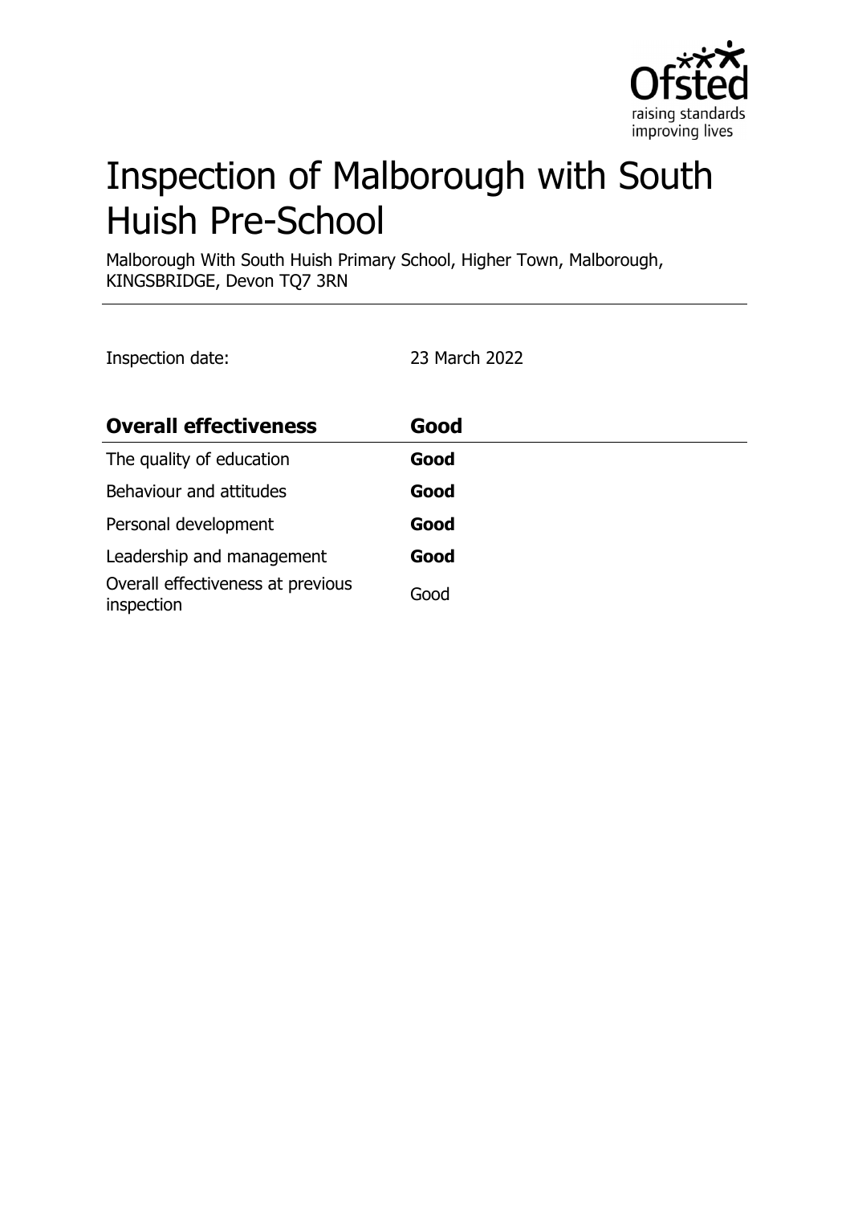# Inspection of Malborough with South Huish Pre-School

Malborough With South Huish Primary School, Higher Town, Malborough, KINGSBRIDGE, Devon TQ7 3RN

Inspection date: 23 March 2022

| **Overall effectiveness** | **Good** |
| --- | --- |
| The quality of education | **Good** |
| Behaviour and attitudes | **Good** |
| Personal development | **Good** |
| Leadership and management | **Good** |
| Overall effectiveness at previous inspection | Good |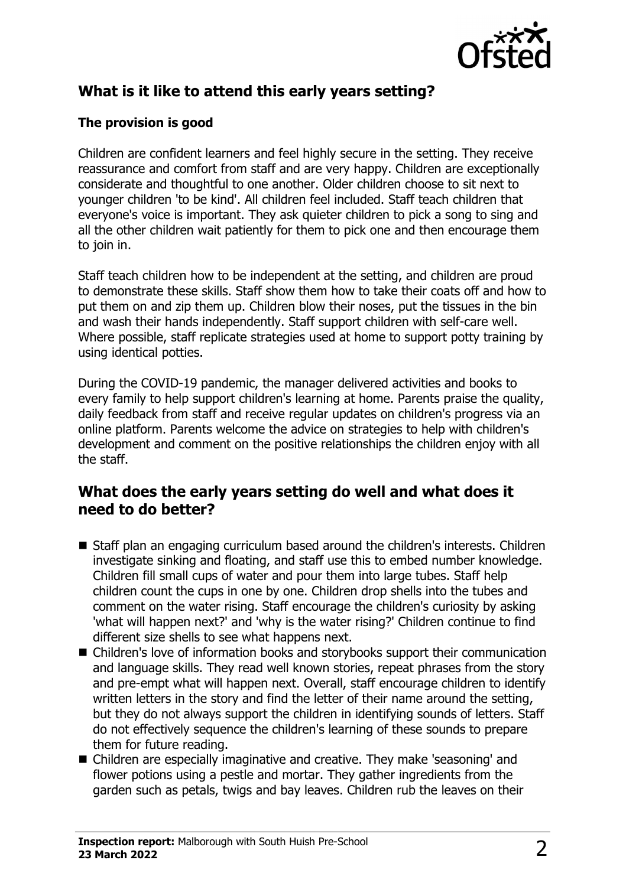## What is it like to attend this early years setting?

### The provision is good

Children are confident learners and feel highly secure in the setting. They receive reassurance and comfort from staff and are very happy. Children are exceptionally considerate and thoughtful to one another. Older children choose to sit next to younger children 'to be kind'. All children feel included. Staff teach children that everyone's voice is important. They ask quieter children to pick a song to sing and all the other children wait patiently for them to pick one and then encourage them to join in.

Staff teach children how to be independent at the setting, and children are proud to demonstrate these skills. Staff show them how to take their coats off and how to put them on and zip them up. Children blow their noses, put the tissues in the bin and wash their hands independently. Staff support children with self-care well. Where possible, staff replicate strategies used at home to support potty training by using identical potties.

During the COVID-19 pandemic, the manager delivered activities and books to every family to help support children's learning at home. Parents praise the quality, daily feedback from staff and receive regular updates on children's progress via an online platform. Parents welcome the advice on strategies to help with children's development and comment on the positive relationships the children enjoy with all the staff.

## What does the early years setting do well and what does it need to do better?

- Staff plan an engaging curriculum based around the children's interests. Children investigate sinking and floating, and staff use this to embed number knowledge. Children fill small cups of water and pour them into large tubes. Staff help children count the cups in one by one. Children drop shells into the tubes and comment on the water rising. Staff encourage the children's curiosity by asking 'what will happen next?' and 'why is the water rising?' Children continue to find different size shells to see what happens next.
- Children's love of information books and storybooks support their communication and language skills. They read well known stories, repeat phrases from the story and pre-empt what will happen next. Overall, staff encourage children to identify written letters in the story and find the letter of their name around the setting, but they do not always support the children in identifying sounds of letters. Staff do not effectively sequence the children's learning of these sounds to prepare them for future reading.
- Children are especially imaginative and creative. They make 'seasoning' and flower potions using a pestle and mortar. They gather ingredients from the garden such as petals, twigs and bay leaves. Children rub the leaves on their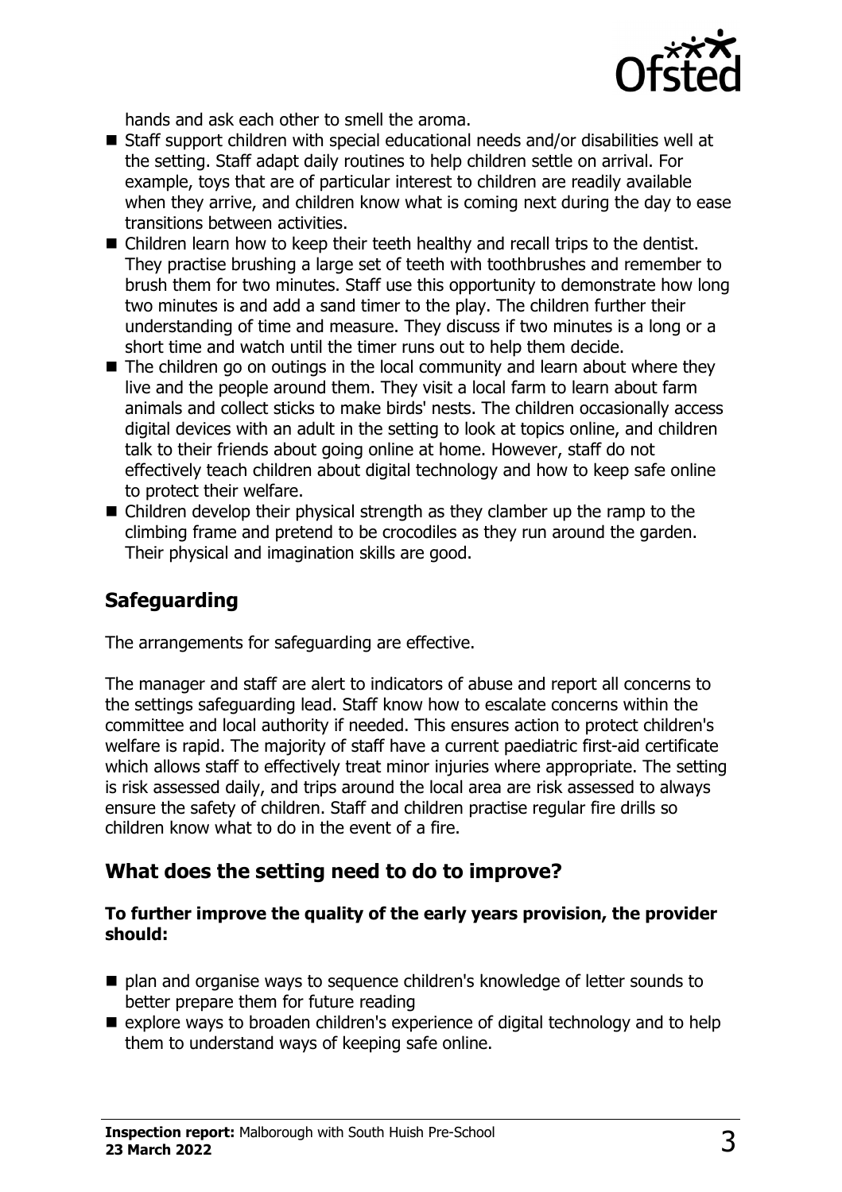hands and ask each other to smell the aroma.

- Staff support children with special educational needs and/or disabilities well at the setting. Staff adapt daily routines to help children settle on arrival. For example, toys that are of particular interest to children are readily available when they arrive, and children know what is coming next during the day to ease transitions between activities.
- Children learn how to keep their teeth healthy and recall trips to the dentist. They practise brushing a large set of teeth with toothbrushes and remember to brush them for two minutes. Staff use this opportunity to demonstrate how long two minutes is and add a sand timer to the play. The children further their understanding of time and measure. They discuss if two minutes is a long or a short time and watch until the timer runs out to help them decide.
- The children go on outings in the local community and learn about where they live and the people around them. They visit a local farm to learn about farm animals and collect sticks to make birds' nests. The children occasionally access digital devices with an adult in the setting to look at topics online, and children talk to their friends about going online at home. However, staff do not effectively teach children about digital technology and how to keep safe online to protect their welfare.
- Children develop their physical strength as they clamber up the ramp to the climbing frame and pretend to be crocodiles as they run around the garden. Their physical and imagination skills are good.

## Safeguarding

The arrangements for safeguarding are effective.

The manager and staff are alert to indicators of abuse and report all concerns to the settings safeguarding lead. Staff know how to escalate concerns within the committee and local authority if needed. This ensures action to protect children's welfare is rapid. The majority of staff have a current paediatric first-aid certificate which allows staff to effectively treat minor injuries where appropriate. The setting is risk assessed daily, and trips around the local area are risk assessed to always ensure the safety of children. Staff and children practise regular fire drills so children know what to do in the event of a fire.

## What does the setting need to do to improve?

**To further improve the quality of the early years provision, the provider should:**

- plan and organise ways to sequence children's knowledge of letter sounds to better prepare them for future reading
- explore ways to broaden children's experience of digital technology and to help them to understand ways of keeping safe online.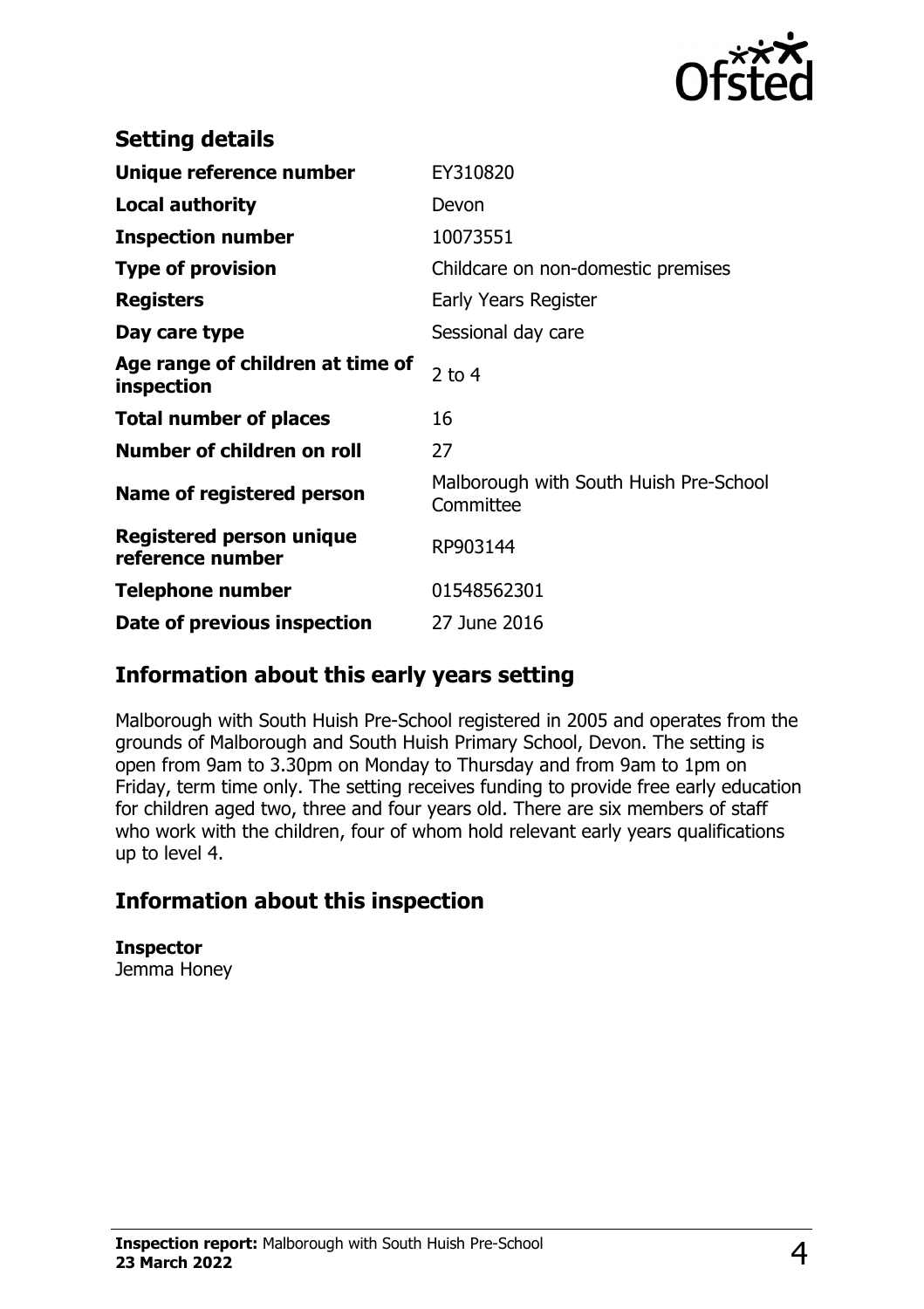## Setting details

| | |
|---|---|
| **Unique reference number** | EY310820 |
| **Local authority** | Devon |
| **Inspection number** | 10073551 |
| **Type of provision** | Childcare on non-domestic premises |
| **Registers** | Early Years Register |
| **Day care type** | Sessional day care |
| **Age range of children at time of inspection** | 2 to 4 |
| **Total number of places** | 16 |
| **Number of children on roll** | 27 |
| **Name of registered person** | Malborough with South Huish Pre-School Committee |
| **Registered person unique reference number** | RP903144 |
| **Telephone number** | 01548562301 |
| **Date of previous inspection** | 27 June 2016 |

## Information about this early years setting

Malborough with South Huish Pre-School registered in 2005 and operates from the grounds of Malborough and South Huish Primary School, Devon. The setting is open from 9am to 3.30pm on Monday to Thursday and from 9am to 1pm on Friday, term time only. The setting receives funding to provide free early education for children aged two, three and four years old. There are six members of staff who work with the children, four of whom hold relevant early years qualifications up to level 4.

## Information about this inspection

**Inspector**
Jemma Honey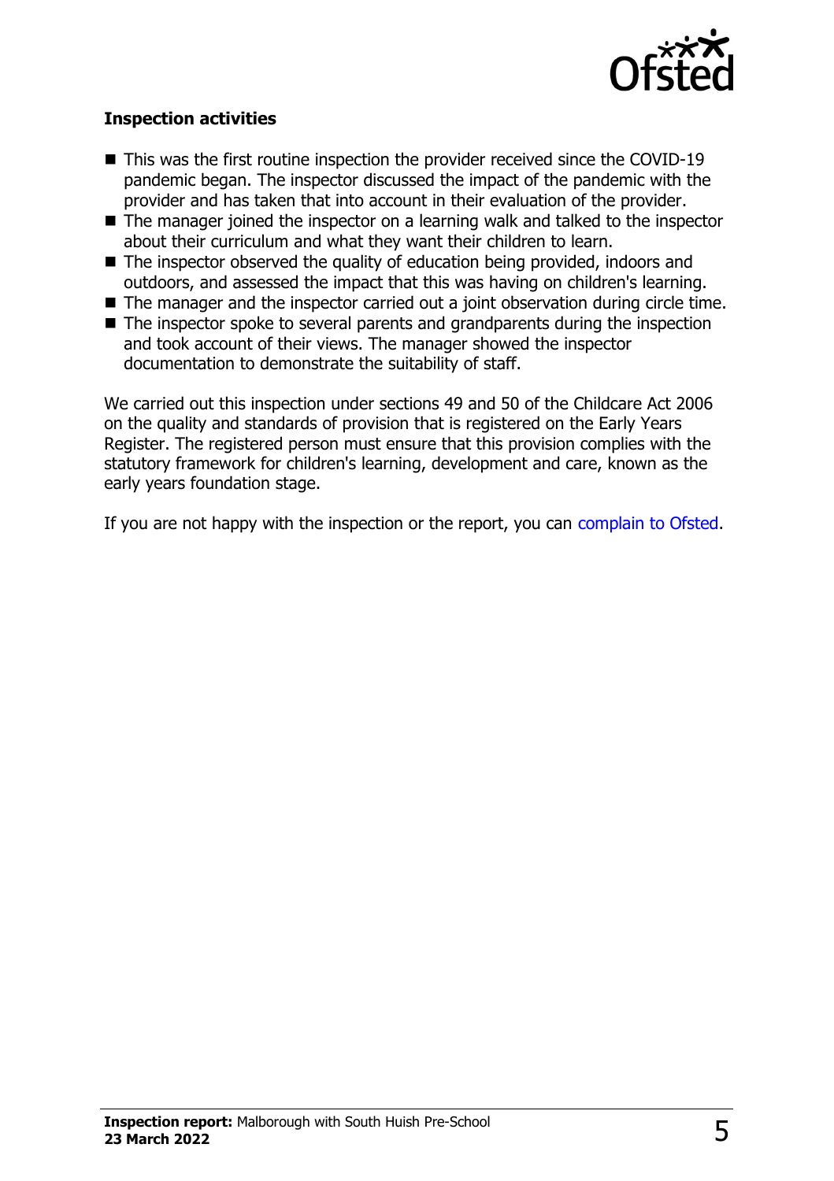### Inspection activities

- This was the first routine inspection the provider received since the COVID-19 pandemic began. The inspector discussed the impact of the pandemic with the provider and has taken that into account in their evaluation of the provider.
- The manager joined the inspector on a learning walk and talked to the inspector about their curriculum and what they want their children to learn.
- The inspector observed the quality of education being provided, indoors and outdoors, and assessed the impact that this was having on children's learning.
- The manager and the inspector carried out a joint observation during circle time.
- The inspector spoke to several parents and grandparents during the inspection and took account of their views. The manager showed the inspector documentation to demonstrate the suitability of staff.

We carried out this inspection under sections 49 and 50 of the Childcare Act 2006 on the quality and standards of provision that is registered on the Early Years Register. The registered person must ensure that this provision complies with the statutory framework for children's learning, development and care, known as the early years foundation stage.

If you are not happy with the inspection or the report, you can complain to Ofsted.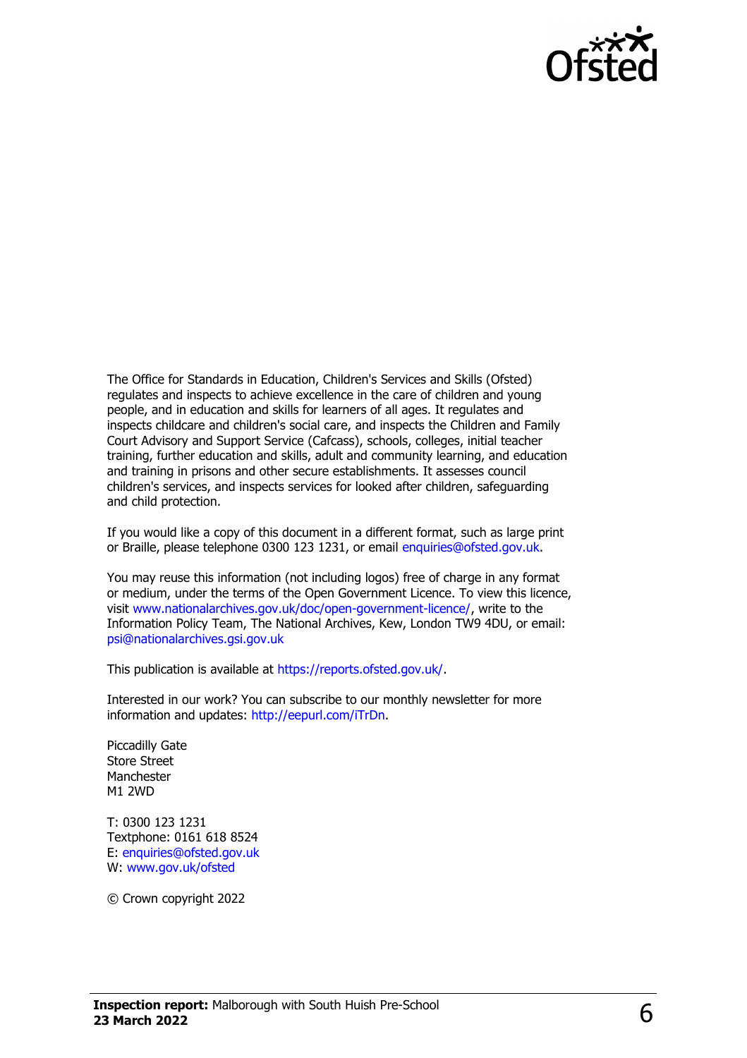The Office for Standards in Education, Children's Services and Skills (Ofsted) regulates and inspects to achieve excellence in the care of children and young people, and in education and skills for learners of all ages. It regulates and inspects childcare and children's social care, and inspects the Children and Family Court Advisory and Support Service (Cafcass), schools, colleges, initial teacher training, further education and skills, adult and community learning, and education and training in prisons and other secure establishments. It assesses council children's services, and inspects services for looked after children, safeguarding and child protection.

If you would like a copy of this document in a different format, such as large print or Braille, please telephone 0300 123 1231, or email enquiries@ofsted.gov.uk.

You may reuse this information (not including logos) free of charge in any format or medium, under the terms of the Open Government Licence. To view this licence, visit www.nationalarchives.gov.uk/doc/open-government-licence/, write to the Information Policy Team, The National Archives, Kew, London TW9 4DU, or email: psi@nationalarchives.gsi.gov.uk

This publication is available at https://reports.ofsted.gov.uk/.

Interested in our work? You can subscribe to our monthly newsletter for more information and updates: http://eepurl.com/iTrDn.

Piccadilly Gate
Store Street
Manchester
M1 2WD

T: 0300 123 1231
Textphone: 0161 618 8524
E: enquiries@ofsted.gov.uk
W: www.gov.uk/ofsted

© Crown copyright 2022